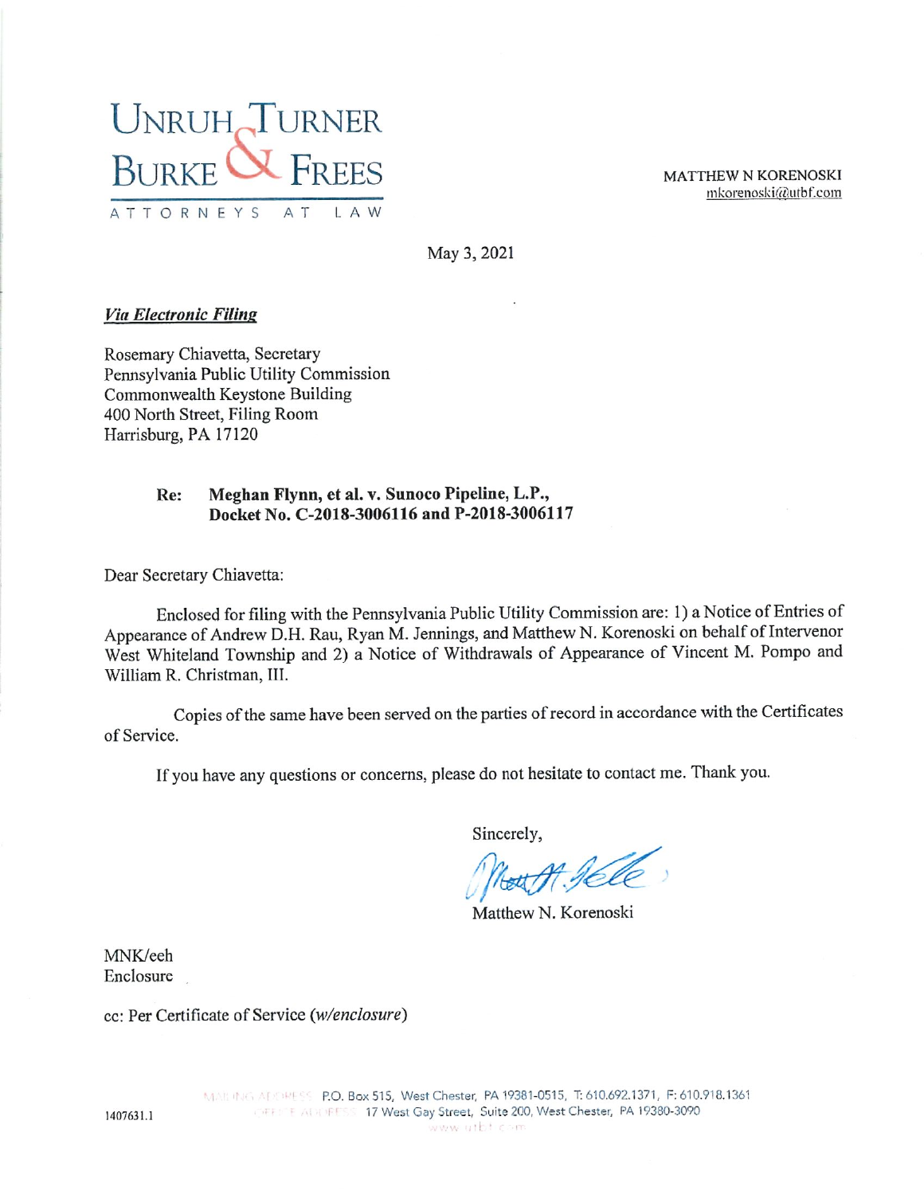UNRUH TURNER BURKE & FREES

ATTORNEYS AT LAW

MATTHEW N KORENOSKI
mkorenoski@utbf.com

May 3, 2021

***Via Electronic Filing***

Rosemary Chiavetta, Secretary
Pennsylvania Public Utility Commission
Commonwealth Keystone Building
400 North Street, Filing Room
Harrisburg, PA 17120

**Re: Meghan Flynn, et al. v. Sunoco Pipeline, L.P., Docket No. C-2018-3006116 and P-2018-3006117**

Dear Secretary Chiavetta:

Enclosed for filing with the Pennsylvania Public Utility Commission are: 1) a Notice of Entries of Appearance of Andrew D.H. Rau, Ryan M. Jennings, and Matthew N. Korenoski on behalf of Intervenor West Whiteland Township and 2) a Notice of Withdrawals of Appearance of Vincent M. Pompo and William R. Christman, III.

Copies of the same have been served on the parties of record in accordance with the Certificates of Service.

If you have any questions or concerns, please do not hesitate to contact me. Thank you.

Sincerely,

Matthew N. Korenoski

MNK/eeh
Enclosure

cc: Per Certificate of Service (*w/enclosure*)

1407631.1

MAILING ADDRESS P.O. Box 515, West Chester, PA 19381-0515, T: 610.692.1371, F: 610.918.1361
OFFICE ADDRESS 17 West Gay Street, Suite 200, West Chester, PA 19380-3090
www.utbf.com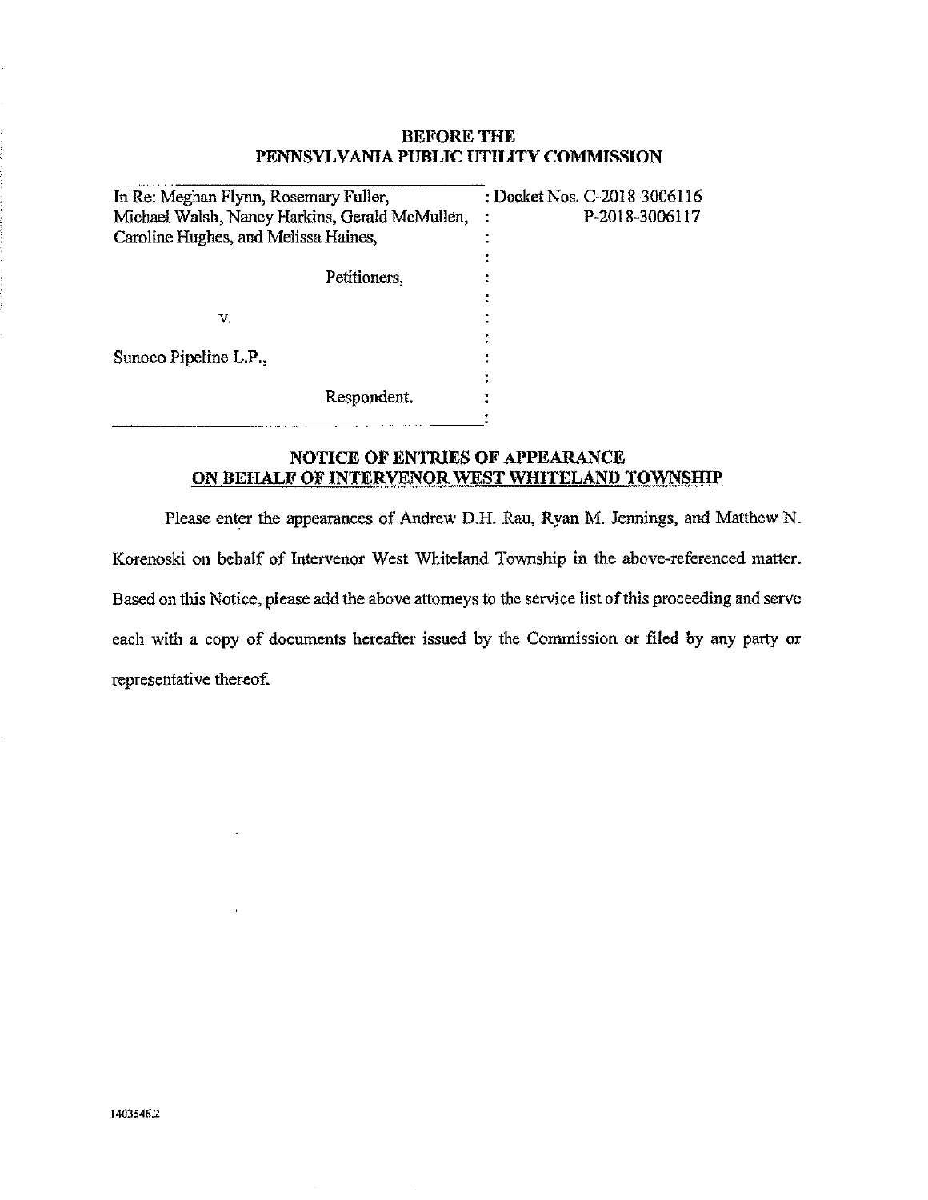**BEFORE THE**
**PENNSYLVANIA PUBLIC UTILITY COMMISSION**

| | |
|---|---|
| In Re: Meghan Flynn, Rosemary Fuller, Michael Walsh, Nancy Harkins, Gerald McMullen, Caroline Hughes, and Melissa Haines, | : Docket Nos. C-2018-3006116 |
| Petitioners, | : P-2018-3006117 |
| v. | : |
| Sunoco Pipeline L.P., | : |
| Respondent. | : |

**NOTICE OF ENTRIES OF APPEARANCE**
**ON BEHALF OF INTERVENOR WEST WHITELAND TOWNSHIP**

Please enter the appearances of Andrew D.H. Rau, Ryan M. Jennings, and Matthew N. Korenoski on behalf of Intervenor West Whiteland Township in the above-referenced matter. Based on this Notice, please add the above attorneys to the service list of this proceeding and serve each with a copy of documents hereafter issued by the Commission or filed by any party or representative thereof.

1403546.2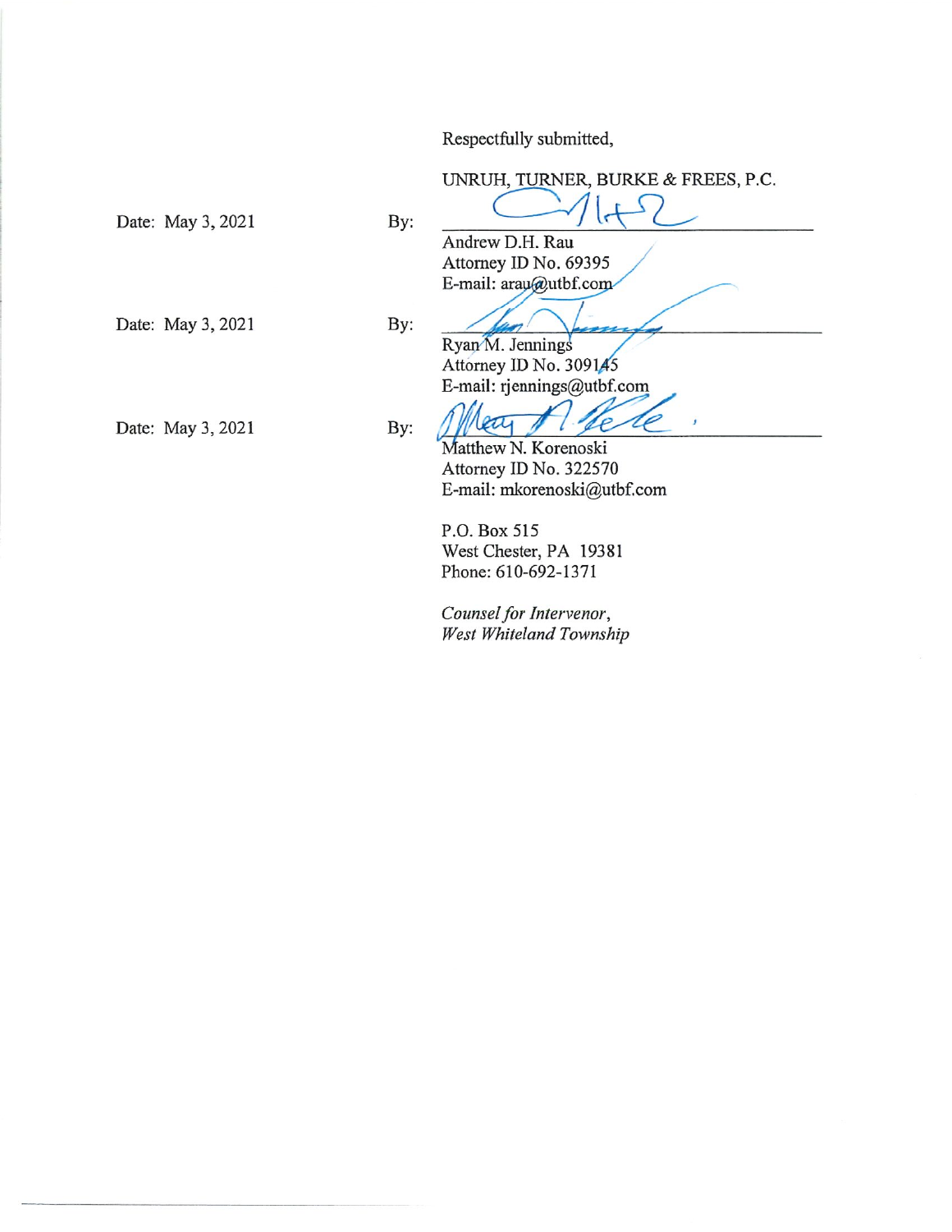Respectfully submitted,

UNRUH, TURNER, BURKE & FREES, P.C.

Date: May 3, 2021 By: ______________________________

Andrew D.H. Rau
Attorney ID No. 69395
E-mail: arau@utbf.com

Date: May 3, 2021 By: ______________________________

Ryan M. Jennings
Attorney ID No. 309145
E-mail: rjennings@utbf.com

Date: May 3, 2021 By: ______________________________

Matthew N. Korenoski
Attorney ID No. 322570
E-mail: mkorenoski@utbf.com

P.O. Box 515
West Chester, PA 19381
Phone: 610-692-1371

*Counsel for Intervenor,*
*West Whiteland Township*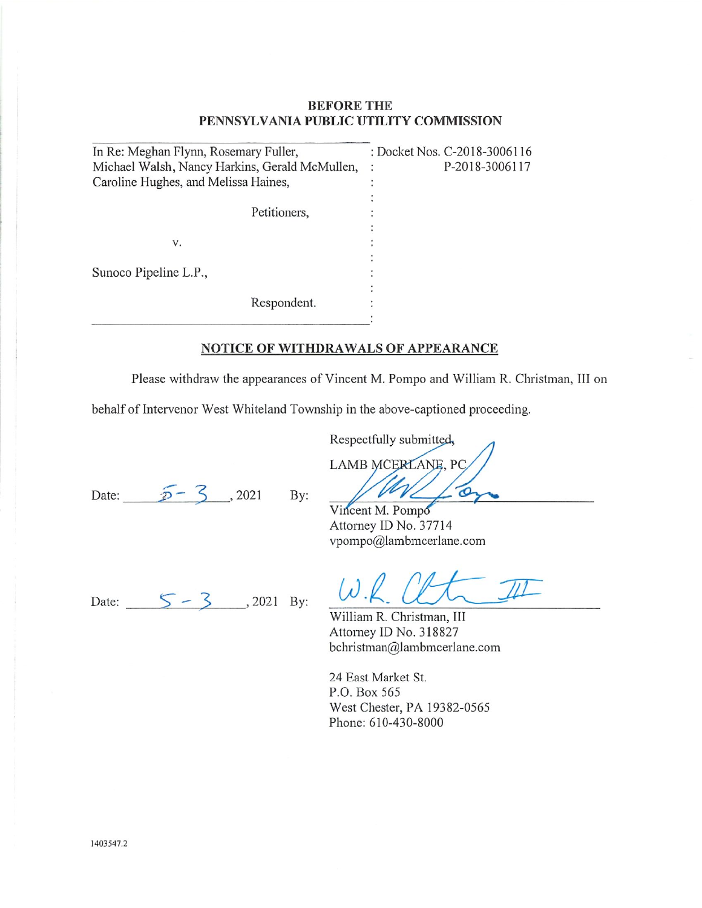**BEFORE THE**
**PENNSYLVANIA PUBLIC UTILITY COMMISSION**

| | |
|---|---|
| In Re: Meghan Flynn, Rosemary Fuller, Michael Walsh, Nancy Harkins, Gerald McMullen, Caroline Hughes, and Melissa Haines, | : Docket Nos. C-2018-3006116 |
| Petitioners, | P-2018-3006117 |
| v. | |
| Sunoco Pipeline L.P., | |
| Respondent. | |

**NOTICE OF WITHDRAWALS OF APPEARANCE**

Please withdraw the appearances of Vincent M. Pompo and William R. Christman, III on behalf of Intervenor West Whiteland Township in the above-captioned proceeding.

Respectfully submitted,

LAMB MCERLANE, PC

Date: 5 - 3, 2021 By: ______________________

Vincent M. Pompo
Attorney ID No. 37714
vpompo@lambmcerlane.com

Date: 5 - 3, 2021 By: ______________________

William R. Christman, III
Attorney ID No. 318827
bchristman@lambmcerlane.com

24 East Market St.
P.O. Box 565
West Chester, PA 19382-0565
Phone: 610-430-8000

1403547.2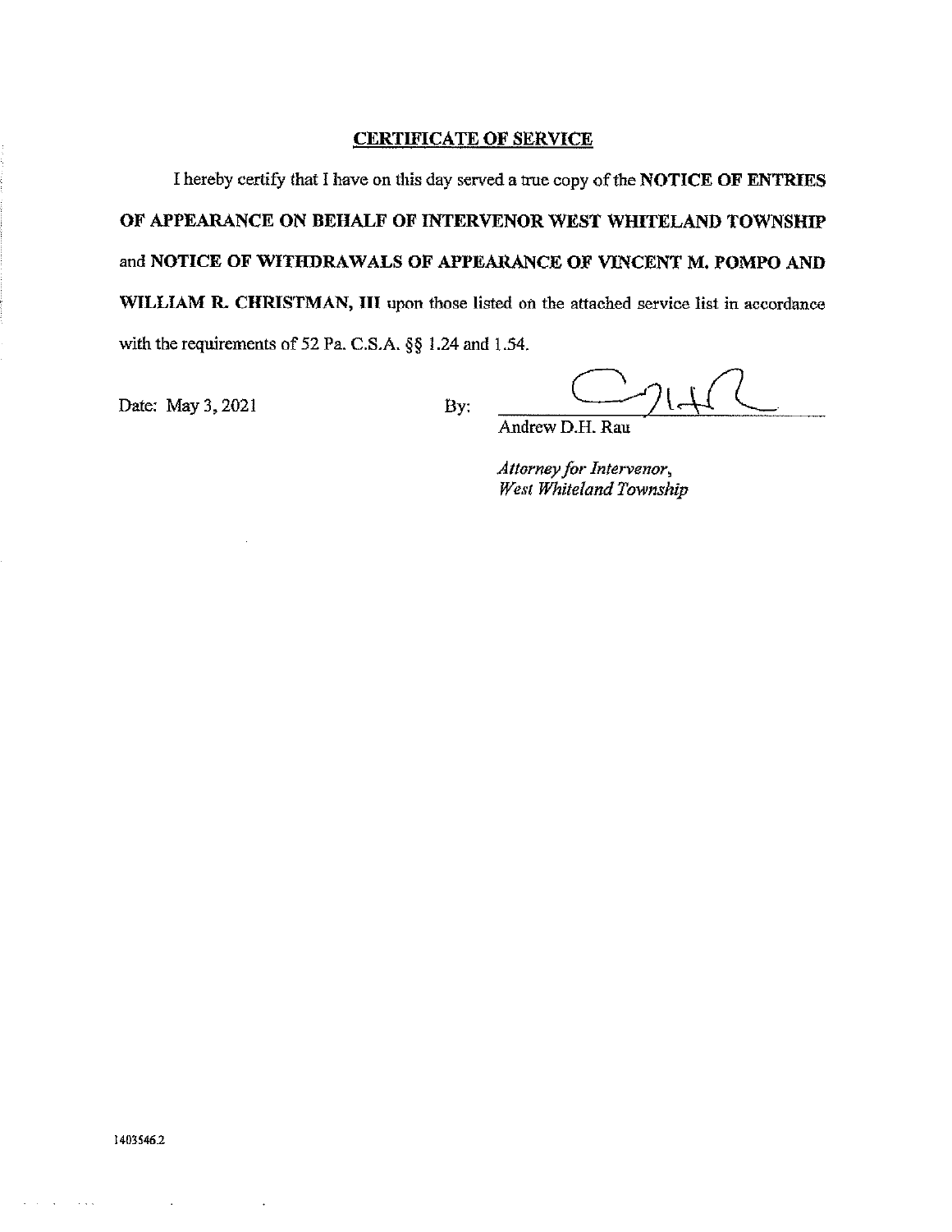**CERTIFICATE OF SERVICE**

I hereby certify that I have on this day served a true copy of the **NOTICE OF ENTRIES OF APPEARANCE ON BEHALF OF INTERVENOR WEST WHITELAND TOWNSHIP** and **NOTICE OF WITHDRAWALS OF APPEARANCE OF VINCENT M. POMPO AND WILLIAM R. CHRISTMAN, III** upon those listed on the attached service list in accordance with the requirements of 52 Pa. C.S.A. §§ 1.24 and 1.54.

Date: May 3, 2021

By: ______________________
Andrew D.H. Rau

*Attorney for Intervenor,*
*West Whiteland Township*

14035462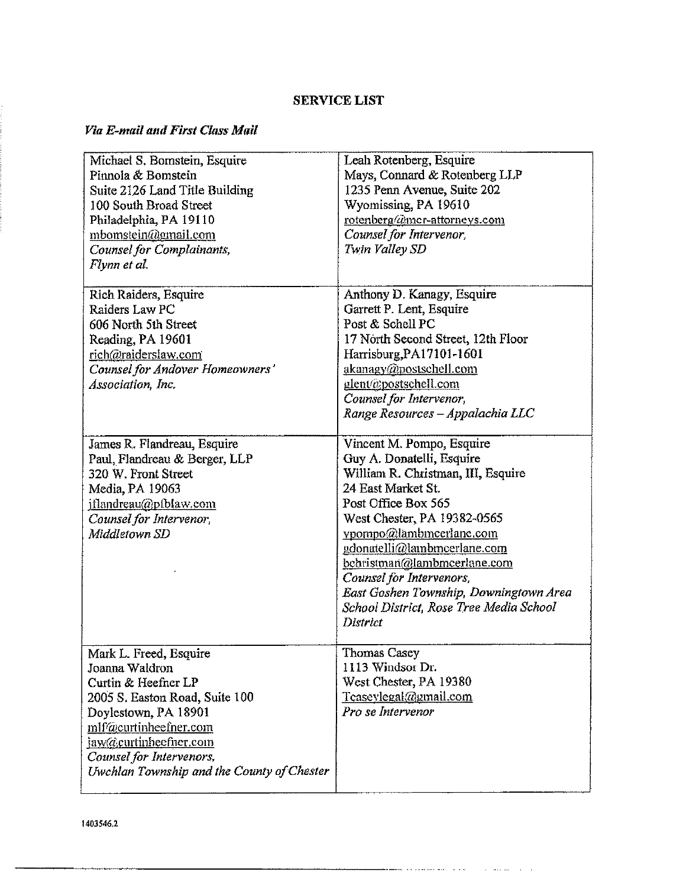## SERVICE LIST

***Via E-mail and First Class Mail***

| | |
|---|---|
| Michael S. Bomstein, Esquire<br>Pinnola & Bomstein<br>Suite 2126 Land Title Building<br>100 South Broad Street<br>Philadelphia, PA 19110<br>mbomstein@gmail.com<br>*Counsel for Complainants, Flynn et al.* | Leah Rotenberg, Esquire<br>Mays, Connard & Rotenberg LLP<br>1235 Penn Avenue, Suite 202<br>Wyomissing, PA 19610<br>rotenberg@mcr-attorneys.com<br>*Counsel for Intervenor, Twin Valley SD* |
| Rich Raiders, Esquire<br>Raiders Law PC<br>606 North 5th Street<br>Reading, PA 19601<br>rich@raiderslaw.com<br>*Counsel for Andover Homeowners' Association, Inc.* | Anthony D. Kanagy, Esquire<br>Garrett P. Lent, Esquire<br>Post & Schell PC<br>17 North Second Street, 12th Floor<br>Harrisburg,PA17101-1601<br>akanagy@postschell.com<br>glent@postschell.com<br>*Counsel for Intervenor, Range Resources – Appalachia LLC* |
| James R. Flandreau, Esquire<br>Paul, Flandreau & Berger, LLP<br>320 W. Front Street<br>Media, PA 19063<br>jflandreau@pfblaw.com<br>*Counsel for Intervenor, Middletown SD* | Vincent M. Pompo, Esquire<br>Guy A. Donatelli, Esquire<br>William R. Christman, III, Esquire<br>24 East Market St.<br>Post Office Box 565<br>West Chester, PA 19382-0565<br>vpompo@lambmcerlane.com<br>gdonatelli@lambmcerlane.com<br>bchristman@lambmcerlane.com<br>*Counsel for Intervenors, East Goshen Township, Downingtown Area School District, Rose Tree Media School District* |
| Mark L. Freed, Esquire<br>Joanna Waldron<br>Curtin & Heefner LP<br>2005 S. Easton Road, Suite 100<br>Doylestown, PA 18901<br>mlf@curtinheefner.com<br>jaw@curtinheefner.com<br>*Counsel for Intervenors, Uwchlan Township and the County of Chester* | Thomas Casey<br>1113 Windsor Dr.<br>West Chester, PA 19380<br>Tcaseylegal@gmail.com<br>*Pro se Intervenor* |

1403546.2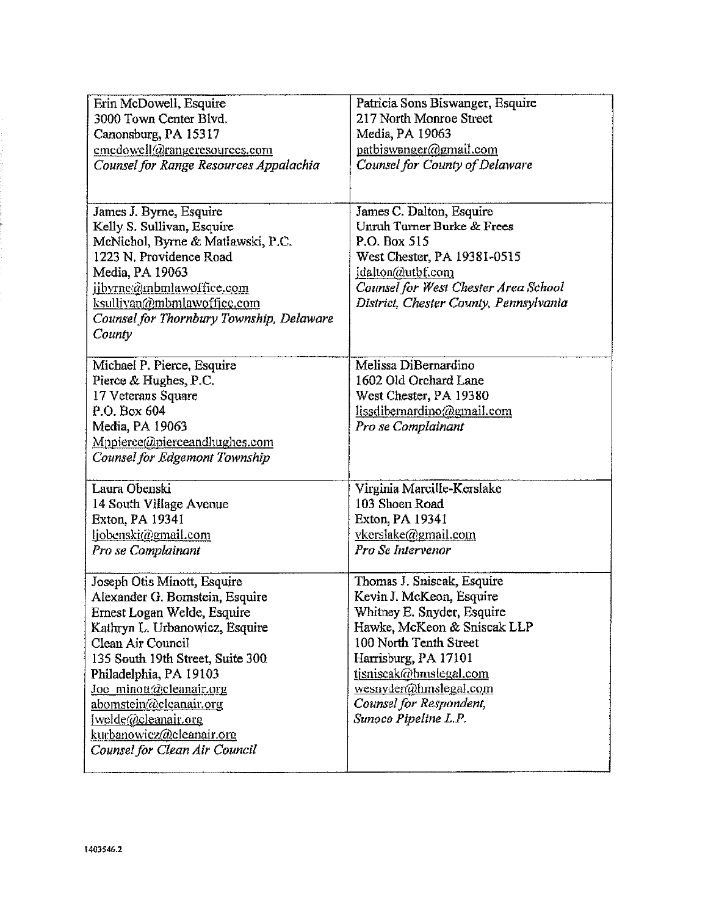| | |
|---|---|
| Erin McDowell, Esquire<br>3000 Town Center Blvd.<br>Canonsburg, PA 15317<br>emcdowell@rangeresources.com<br>*Counsel for Range Resources Appalachia* | Patricia Sons Biswanger, Esquire<br>217 North Monroe Street<br>Media, PA 19063<br>patbiswanger@gmail.com<br>*Counsel for County of Delaware* |
| James J. Byrne, Esquire<br>Kelly S. Sullivan, Esquire<br>McNichol, Byrne & Matlawski, P.C.<br>1223 N. Providence Road<br>Media, PA 19063<br>jjbyrne@mbmlawoffice.com<br>ksullivan@mbmlawoffice.com<br>*Counsel for Thornbury Township, Delaware County* | James C. Dalton, Esquire<br>Unruh Turner Burke & Frees<br>P.O. Box 515<br>West Chester, PA 19381-0515<br>jdalton@utbf.com<br>*Counsel for West Chester Area School District, Chester County, Pennsylvania* |
| Michael P. Pierce, Esquire<br>Pierce & Hughes, P.C.<br>17 Veterans Square<br>P.O. Box 604<br>Media, PA 19063<br>Mppierce@pierceandhughes.com<br>*Counsel for Edgemont Township* | Melissa DiBernardino<br>1602 Old Orchard Lane<br>West Chester, PA 19380<br>lissdibernardino@gmail.com<br>*Pro se Complainant* |
| Laura Obenski<br>14 South Village Avenue<br>Exton, PA 19341<br>ljobenski@gmail.com<br>*Pro se Complainant* | Virginia Marcille-Kerslake<br>103 Shoen Road<br>Exton, PA 19341<br>vkerslake@gmail.com<br>*Pro Se Intervenor* |
| Joseph Otis Minott, Esquire<br>Alexander G. Bomstein, Esquire<br>Ernest Logan Welde, Esquire<br>Kathryn L. Urbanowicz, Esquire<br>Clean Air Council<br>135 South 19th Street, Suite 300<br>Philadelphia, PA 19103<br>Joe_minott@cleanair.org<br>abomstein@cleanair.org<br>lwelde@cleanair.org<br>kurbanowicz@cleanair.org<br>*Counsel for Clean Air Council* | Thomas J. Sniscak, Esquire<br>Kevin J. McKeon, Esquire<br>Whitney E. Snyder, Esquire<br>Hawke, McKeon & Sniscak LLP<br>100 North Tenth Street<br>Harrisburg, PA 17101<br>tjsniscak@hmslegal.com<br>wesnyder@hmslegal.com<br>*Counsel for Respondent, Sunoco Pipeline L.P.* |

1403546.2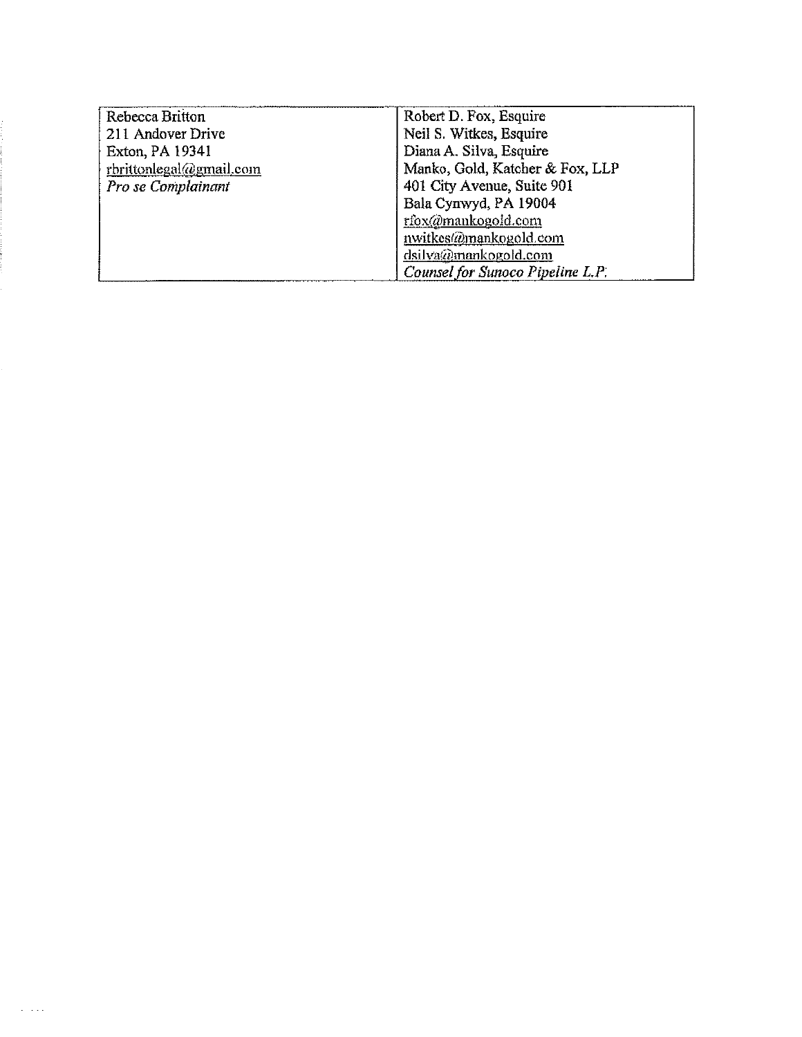| | |
|---|---|
| Rebecca Britton<br>211 Andover Drive<br>Exton, PA 19341<br>rbrittonlegal@gmail.com<br>*Pro se Complainant* | Robert D. Fox, Esquire<br>Neil S. Witkes, Esquire<br>Diana A. Silva, Esquire<br>Manko, Gold, Katcher & Fox, LLP<br>401 City Avenue, Suite 901<br>Bala Cynwyd, PA 19004<br>rfox@mankogold.com<br>nwitkes@mankogold.com<br>dsilva@mankogold.com<br>*Counsel for Sunoco Pipeline L.P.* |